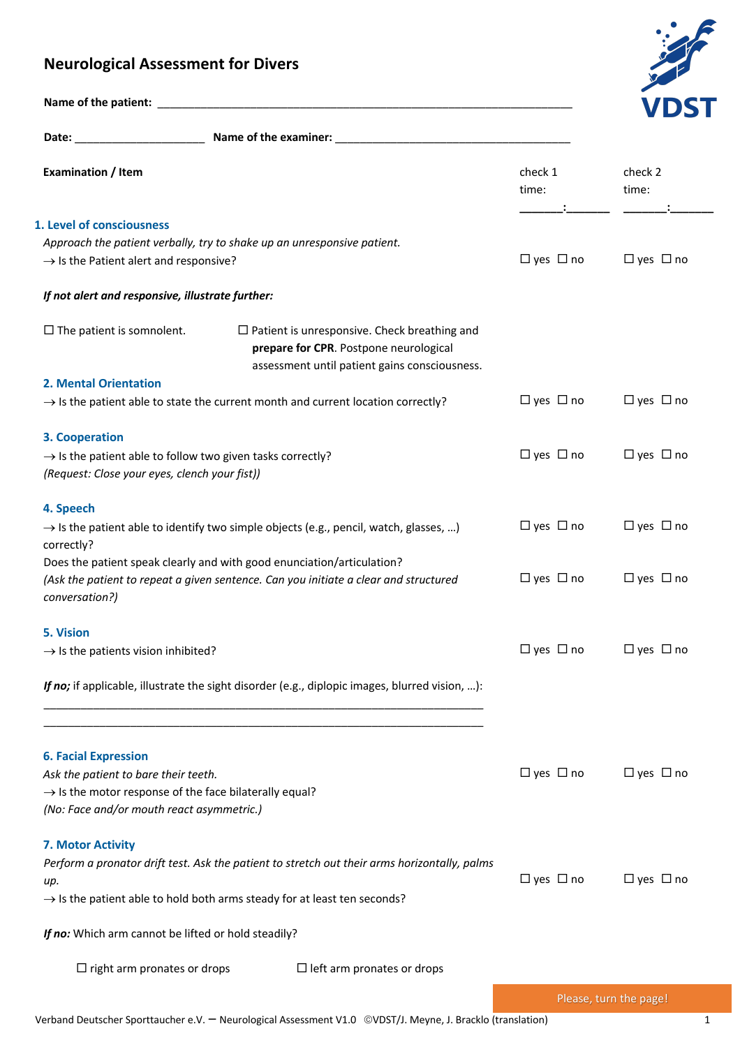# Neurological Assessment for Divers

**Name of the patient:** ___________________________________________________________________

**Date:** _____________________ **Name of the examiner:** _______________________________________

| **Examination / Item** | check 1 time: ______:______ | check 2 time: ______:______ |
|---|---|---|
| **1. Level of consciousness** | | |
| *Approach the patient verbally, try to shake up an unresponsive patient.* → Is the Patient alert and responsive? | ☐ yes ☐ no | ☐ yes ☐ no |

***If not alert and responsive, illustrate further:***

☐ The patient is somnolent.

☐ Patient is unresponsive. Check breathing and **prepare for CPR**. Postpone neurological assessment until patient gains consciousness.

| **Examination / Item** | check 1 | check 2 |
|---|---|---|
| **2. Mental Orientation** → Is the patient able to state the current month and current location correctly? | ☐ yes ☐ no | ☐ yes ☐ no |
| **3. Cooperation** → Is the patient able to follow two given tasks correctly? *(Request: Close your eyes, clench your fist))* | ☐ yes ☐ no | ☐ yes ☐ no |
| **4. Speech** → Is the patient able to identify two simple objects (e.g., pencil, watch, glasses, …) correctly? | ☐ yes ☐ no | ☐ yes ☐ no |
| Does the patient speak clearly and with good enunciation/articulation? *(Ask the patient to repeat a given sentence. Can you initiate a clear and structured conversation?)* | ☐ yes ☐ no | ☐ yes ☐ no |
| **5. Vision** → Is the patients vision inhibited? | ☐ yes ☐ no | ☐ yes ☐ no |

***If no;*** if applicable, illustrate the sight disorder (e.g., diplopic images, blurred vision, …):

_______________________________________________________________________

_______________________________________________________________________

| **Examination / Item** | check 1 | check 2 |
|---|---|---|
| **6. Facial Expression** *Ask the patient to bare their teeth.* → Is the motor response of the face bilaterally equal? *(No: Face and/or mouth react asymmetric.)* | ☐ yes ☐ no | ☐ yes ☐ no |
| **7. Motor Activity** *Perform a pronator drift test. Ask the patient to stretch out their arms horizontally, palms up.* → Is the patient able to hold both arms steady for at least ten seconds? | ☐ yes ☐ no | ☐ yes ☐ no |

***If no:*** Which arm cannot be lifted or hold steadily?

☐ right arm pronates or drops ☐ left arm pronates or drops

Please, turn the page!

Verband Deutscher Sporttaucher e.V. – Neurological Assessment V1.0 ©VDST/J. Meyne, J. Bracklo (translation)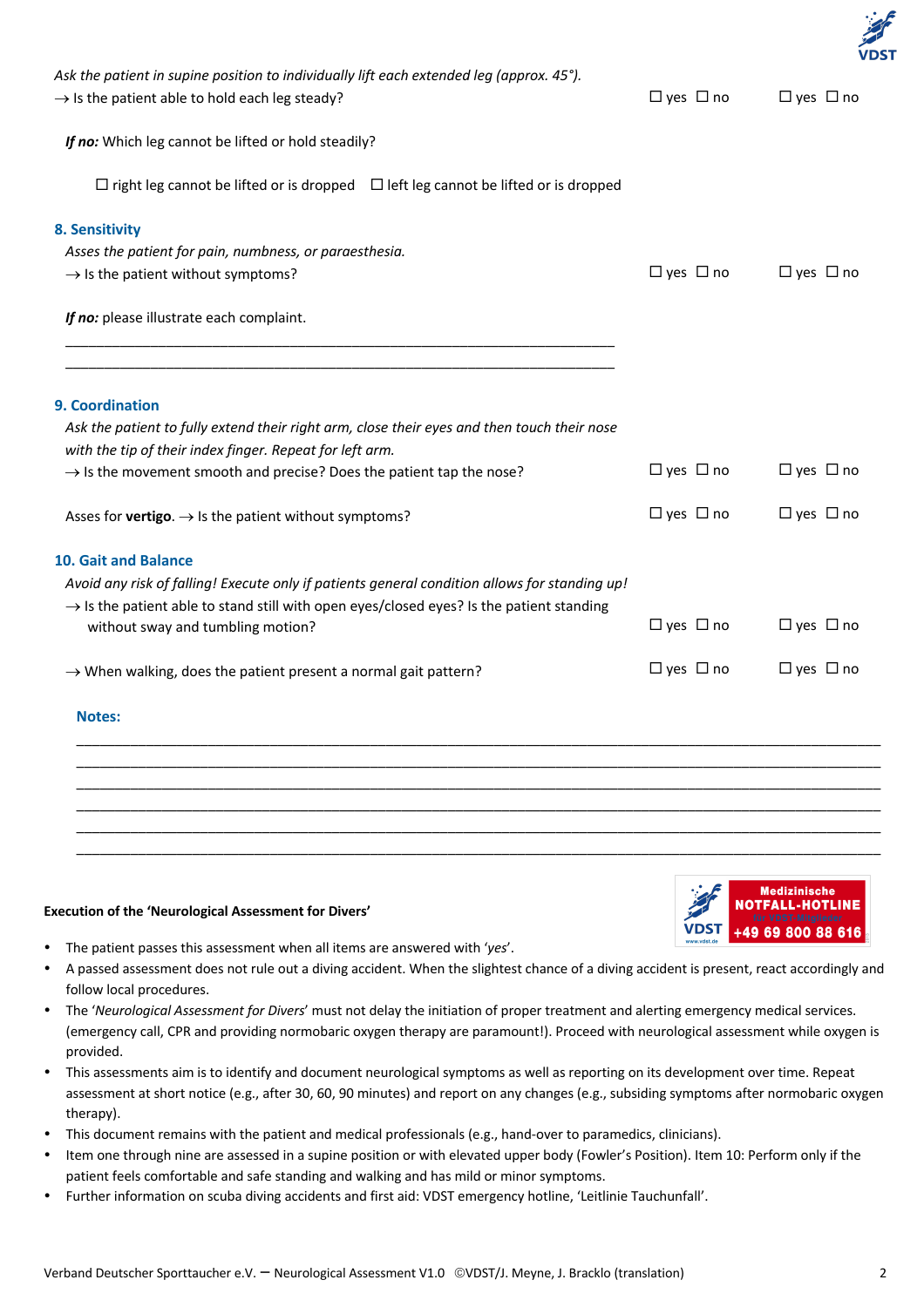*Ask the patient in supine position to individually lift each extended leg (approx. 45°).*

→ Is the patient able to hold each leg steady? ☐ yes ☐ no ☐ yes ☐ no

***If no:*** Which leg cannot be lifted or hold steadily?

☐ right leg cannot be lifted or is dropped ☐ left leg cannot be lifted or is dropped

## 8. Sensitivity

*Asses the patient for pain, numbness, or paraesthesia.*

→ Is the patient without symptoms? ☐ yes ☐ no ☐ yes ☐ no

***If no:*** please illustrate each complaint.

\_\_\_\_\_\_\_\_\_\_\_\_\_\_\_\_\_\_\_\_\_\_\_\_\_\_\_\_\_\_\_\_\_\_\_\_\_\_\_\_\_\_\_\_\_\_\_\_\_\_\_\_\_\_\_\_\_\_\_\_\_\_\_\_\_\_\_\_\_\_

\_\_\_\_\_\_\_\_\_\_\_\_\_\_\_\_\_\_\_\_\_\_\_\_\_\_\_\_\_\_\_\_\_\_\_\_\_\_\_\_\_\_\_\_\_\_\_\_\_\_\_\_\_\_\_\_\_\_\_\_\_\_\_\_\_\_\_\_\_\_

## 9. Coordination

*Ask the patient to fully extend their right arm, close their eyes and then touch their nose with the tip of their index finger. Repeat for left arm.*

→ Is the movement smooth and precise? Does the patient tap the nose? ☐ yes ☐ no ☐ yes ☐ no

Asses for **vertigo**. → Is the patient without symptoms? ☐ yes ☐ no ☐ yes ☐ no

## 10. Gait and Balance

*Avoid any risk of falling! Execute only if patients general condition allows for standing up!*

→ Is the patient able to stand still with open eyes/closed eyes? Is the patient standing without sway and tumbling motion? ☐ yes ☐ no ☐ yes ☐ no

→ When walking, does the patient present a normal gait pattern? ☐ yes ☐ no ☐ yes ☐ no

**Notes:**

\_\_\_\_\_\_\_\_\_\_\_\_\_\_\_\_\_\_\_\_\_\_\_\_\_\_\_\_\_\_\_\_\_\_\_\_\_\_\_\_\_\_\_\_\_\_\_\_\_\_\_\_\_\_\_\_\_\_\_\_\_\_\_\_\_\_\_\_\_\_\_\_\_\_\_\_\_\_\_\_\_\_\_\_\_\_

\_\_\_\_\_\_\_\_\_\_\_\_\_\_\_\_\_\_\_\_\_\_\_\_\_\_\_\_\_\_\_\_\_\_\_\_\_\_\_\_\_\_\_\_\_\_\_\_\_\_\_\_\_\_\_\_\_\_\_\_\_\_\_\_\_\_\_\_\_\_\_\_\_\_\_\_\_\_\_\_\_\_\_\_\_\_

\_\_\_\_\_\_\_\_\_\_\_\_\_\_\_\_\_\_\_\_\_\_\_\_\_\_\_\_\_\_\_\_\_\_\_\_\_\_\_\_\_\_\_\_\_\_\_\_\_\_\_\_\_\_\_\_\_\_\_\_\_\_\_\_\_\_\_\_\_\_\_\_\_\_\_\_\_\_\_\_\_\_\_\_\_\_

\_\_\_\_\_\_\_\_\_\_\_\_\_\_\_\_\_\_\_\_\_\_\_\_\_\_\_\_\_\_\_\_\_\_\_\_\_\_\_\_\_\_\_\_\_\_\_\_\_\_\_\_\_\_\_\_\_\_\_\_\_\_\_\_\_\_\_\_\_\_\_\_\_\_\_\_\_\_\_\_\_\_\_\_\_\_

\_\_\_\_\_\_\_\_\_\_\_\_\_\_\_\_\_\_\_\_\_\_\_\_\_\_\_\_\_\_\_\_\_\_\_\_\_\_\_\_\_\_\_\_\_\_\_\_\_\_\_\_\_\_\_\_\_\_\_\_\_\_\_\_\_\_\_\_\_\_\_\_\_\_\_\_\_\_\_\_\_\_\_\_\_\_

\_\_\_\_\_\_\_\_\_\_\_\_\_\_\_\_\_\_\_\_\_\_\_\_\_\_\_\_\_\_\_\_\_\_\_\_\_\_\_\_\_\_\_\_\_\_\_\_\_\_\_\_\_\_\_\_\_\_\_\_\_\_\_\_\_\_\_\_\_\_\_\_\_\_\_\_\_\_\_\_\_\_\_\_\_\_

VDST Medizinische NOTFALL-HOTLINE für VDST-Mitglieder +49 69 800 88 616

**Execution of the 'Neurological Assessment for Divers'**

- The patient passes this assessment when all items are answered with '*yes*'.
- A passed assessment does not rule out a diving accident. When the slightest chance of a diving accident is present, react accordingly and follow local procedures.
- The '*Neurological Assessment for Divers*' must not delay the initiation of proper treatment and alerting emergency medical services. (emergency call, CPR and providing normobaric oxygen therapy are paramount!). Proceed with neurological assessment while oxygen is provided.
- This assessments aim is to identify and document neurological symptoms as well as reporting on its development over time. Repeat assessment at short notice (e.g., after 30, 60, 90 minutes) and report on any changes (e.g., subsiding symptoms after normobaric oxygen therapy).
- This document remains with the patient and medical professionals (e.g., hand-over to paramedics, clinicians).
- Item one through nine are assessed in a supine position or with elevated upper body (Fowler's Position). Item 10: Perform only if the patient feels comfortable and safe standing and walking and has mild or minor symptoms.
- Further information on scuba diving accidents and first aid: VDST emergency hotline, 'Leitlinie Tauchunfall'.

Verband Deutscher Sporttaucher e.V. – Neurological Assessment V1.0 ©VDST/J. Meyne, J. Bracklo (translation)